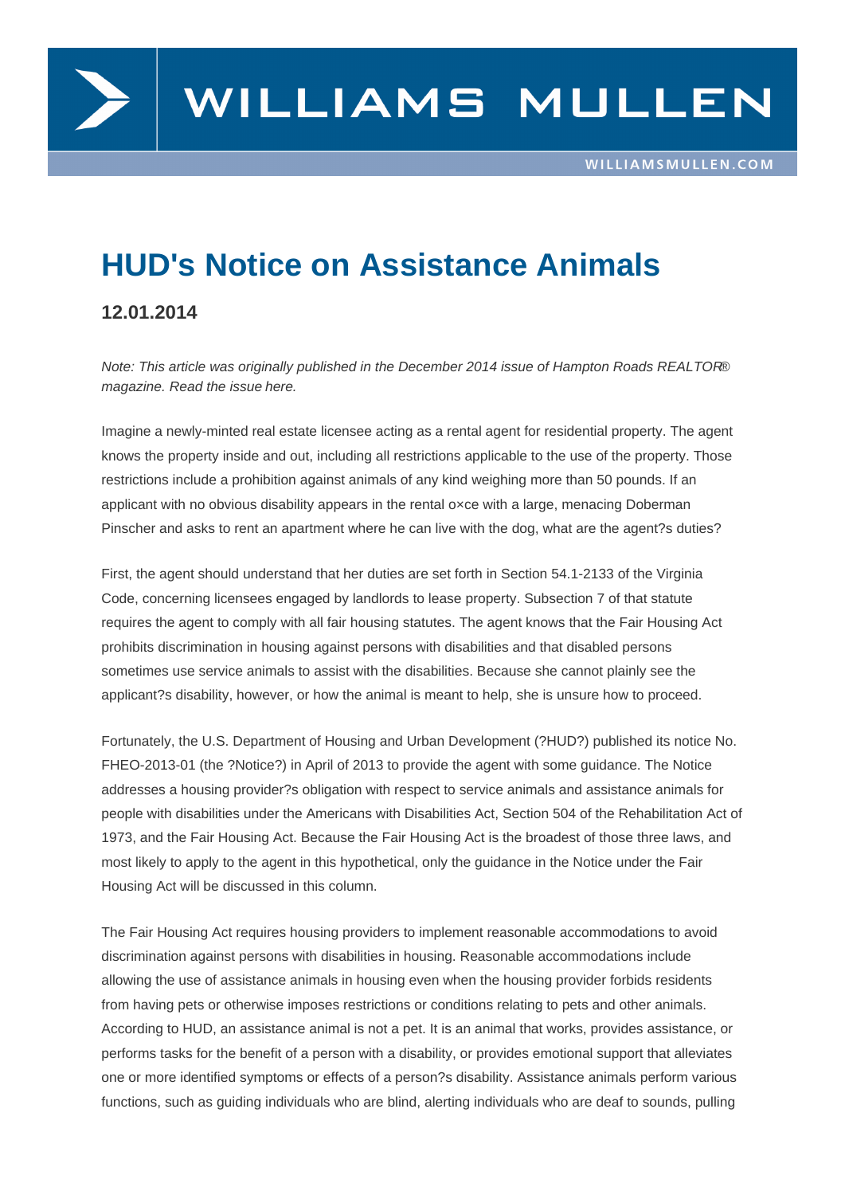# HUD's Notice on Assistance Animals

### 12.01.2014

*Note: This article was originally published in the December 2014 issue of Hampton Roads REALTOR® magazine. Read the issue here.*

Imagine a newly-minted real estate licensee acting as a rental agent for residential property. The agent knows the property inside and out, including all restrictions applicable to the use of the property. Those restrictions include a prohibition against animals of any kind weighing more than 50 pounds. If an applicant with no obvious disability appears in the rental o×ce with a large, menacing Doberman Pinscher and asks to rent an apartment where he can live with the dog, what are the agent?s duties?

First, the agent should understand that her duties are set forth in Section 54.1-2133 of the Virginia Code, concerning licensees engaged by landlords to lease property. Subsection 7 of that statute requires the agent to comply with all fair housing statutes. The agent knows that the Fair Housing Act prohibits discrimination in housing against persons with disabilities and that disabled persons sometimes use service animals to assist with the disabilities. Because she cannot plainly see the applicant?s disability, however, or how the animal is meant to help, she is unsure how to proceed.

Fortunately, the U.S. Department of Housing and Urban Development (?HUD?) published its notice No. FHEO-2013-01 (the ?Notice?) in April of 2013 to provide the agent with some guidance. The Notice addresses a housing provider?s obligation with respect to service animals and assistance animals for people with disabilities under the Americans with Disabilities Act, Section 504 of the Rehabilitation Act of 1973, and the Fair Housing Act. Because the Fair Housing Act is the broadest of those three laws, and most likely to apply to the agent in this hypothetical, only the guidance in the Notice under the Fair Housing Act will be discussed in this column.

The Fair Housing Act requires housing providers to implement reasonable accommodations to avoid discrimination against persons with disabilities in housing. Reasonable accommodations include allowing the use of assistance animals in housing even when the housing provider forbids residents from having pets or otherwise imposes restrictions or conditions relating to pets and other animals. According to HUD, an assistance animal is not a pet. It is an animal that works, provides assistance, or performs tasks for the benefit of a person with a disability, or provides emotional support that alleviates one or more identified symptoms or effects of a person?s disability. Assistance animals perform various functions, such as guiding individuals who are blind, alerting individuals who are deaf to sounds, pulling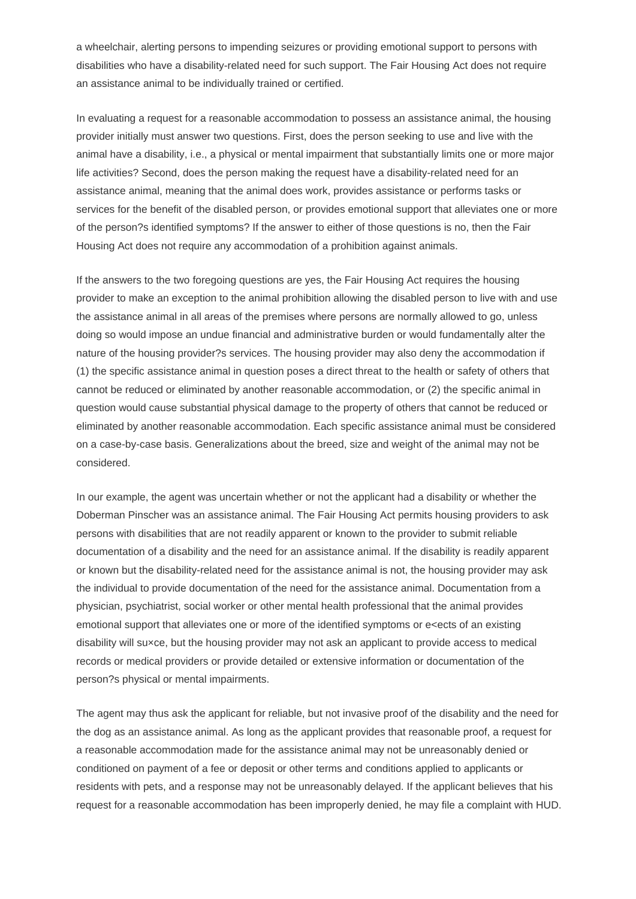a wheelchair, alerting persons to impending seizures or providing emotional support to persons with disabilities who have a disability-related need for such support. The Fair Housing Act does not require an assistance animal to be individually trained or certified.

In evaluating a request for a reasonable accommodation to possess an assistance animal, the housing provider initially must answer two questions. First, does the person seeking to use and live with the animal have a disability, i.e., a physical or mental impairment that substantially limits one or more major life activities? Second, does the person making the request have a disability-related need for an assistance animal, meaning that the animal does work, provides assistance or performs tasks or services for the benefit of the disabled person, or provides emotional support that alleviates one or more of the person?s identified symptoms? If the answer to either of those questions is no, then the Fair Housing Act does not require any accommodation of a prohibition against animals.

If the answers to the two foregoing questions are yes, the Fair Housing Act requires the housing provider to make an exception to the animal prohibition allowing the disabled person to live with and use the assistance animal in all areas of the premises where persons are normally allowed to go, unless doing so would impose an undue financial and administrative burden or would fundamentally alter the nature of the housing provider?s services. The housing provider may also deny the accommodation if (1) the specific assistance animal in question poses a direct threat to the health or safety of others that cannot be reduced or eliminated by another reasonable accommodation, or (2) the specific animal in question would cause substantial physical damage to the property of others that cannot be reduced or eliminated by another reasonable accommodation. Each specific assistance animal must be considered on a case-by-case basis. Generalizations about the breed, size and weight of the animal may not be considered.

In our example, the agent was uncertain whether or not the applicant had a disability or whether the Doberman Pinscher was an assistance animal. The Fair Housing Act permits housing providers to ask persons with disabilities that are not readily apparent or known to the provider to submit reliable documentation of a disability and the need for an assistance animal. If the disability is readily apparent or known but the disability-related need for the assistance animal is not, the housing provider may ask the individual to provide documentation of the need for the assistance animal. Documentation from a physician, psychiatrist, social worker or other mental health professional that the animal provides emotional support that alleviates one or more of the identified symptoms or e<ects of an existing disability will su×ce, but the housing provider may not ask an applicant to provide access to medical records or medical providers or provide detailed or extensive information or documentation of the person?s physical or mental impairments.

The agent may thus ask the applicant for reliable, but not invasive proof of the disability and the need for the dog as an assistance animal. As long as the applicant provides that reasonable proof, a request for a reasonable accommodation made for the assistance animal may not be unreasonably denied or conditioned on payment of a fee or deposit or other terms and conditions applied to applicants or residents with pets, and a response may not be unreasonably delayed. If the applicant believes that his request for a reasonable accommodation has been improperly denied, he may file a complaint with HUD.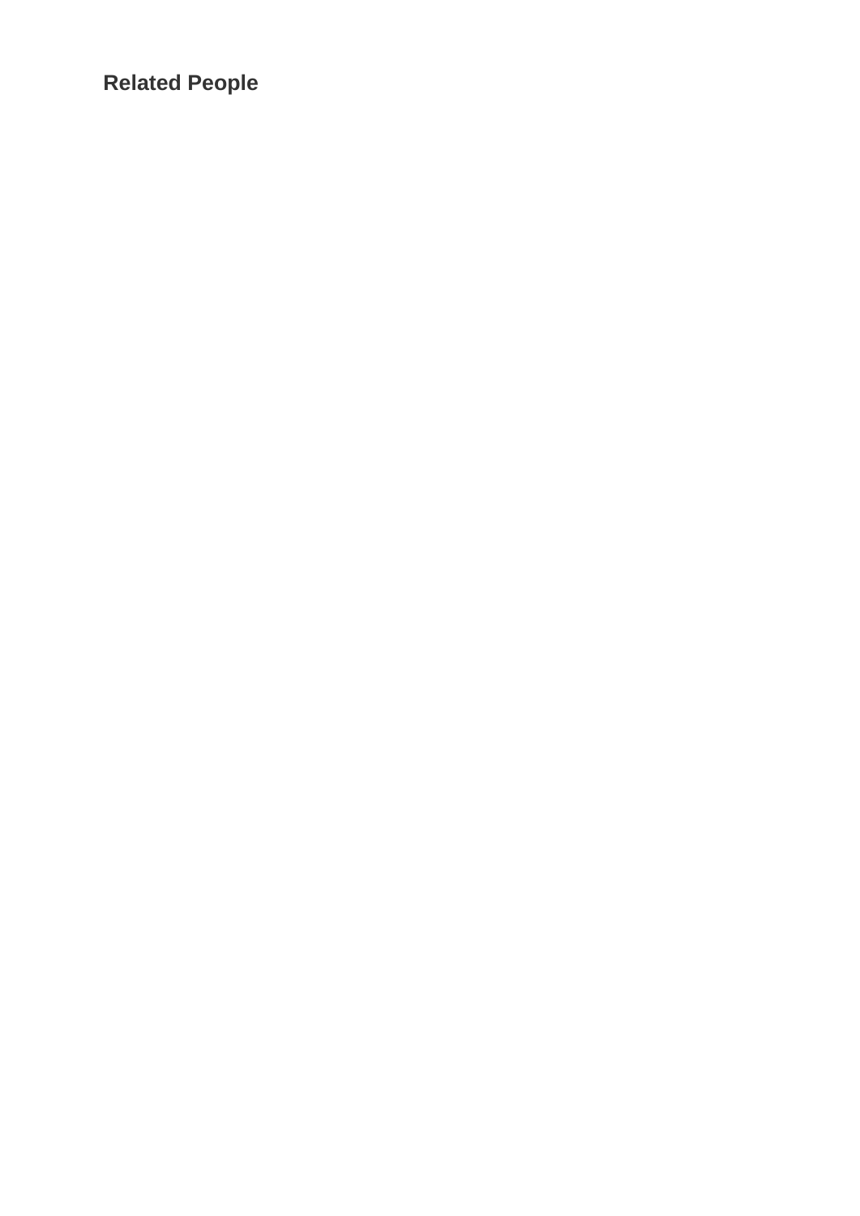## Related People